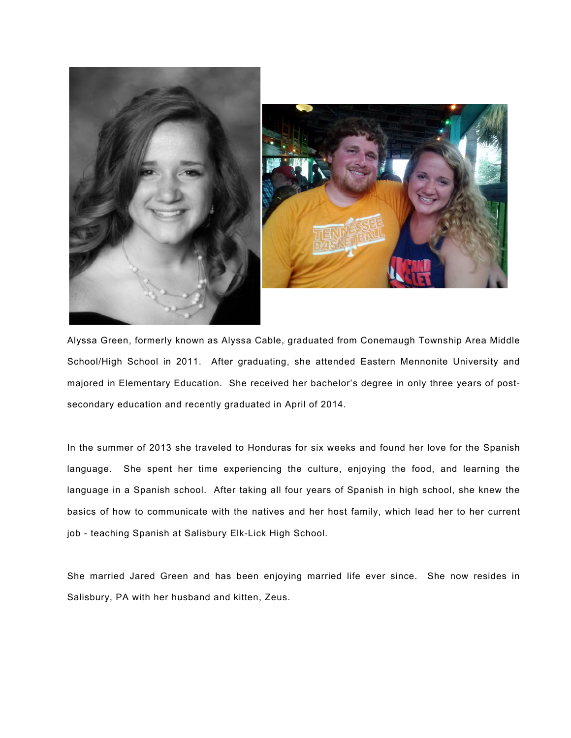Alyssa Green, formerly known as Alyssa Cable, graduated from Conemaugh Township Area Middle School/High School in 2011. After graduating, she attended Eastern Mennonite University and majored in Elementary Education. She received her bachelor's degree in only three years of post-secondary education and recently graduated in April of 2014.

In the summer of 2013 she traveled to Honduras for six weeks and found her love for the Spanish language. She spent her time experiencing the culture, enjoying the food, and learning the language in a Spanish school. After taking all four years of Spanish in high school, she knew the basics of how to communicate with the natives and her host family, which lead her to her current job - teaching Spanish at Salisbury Elk-Lick High School.

She married Jared Green and has been enjoying married life ever since. She now resides in Salisbury, PA with her husband and kitten, Zeus.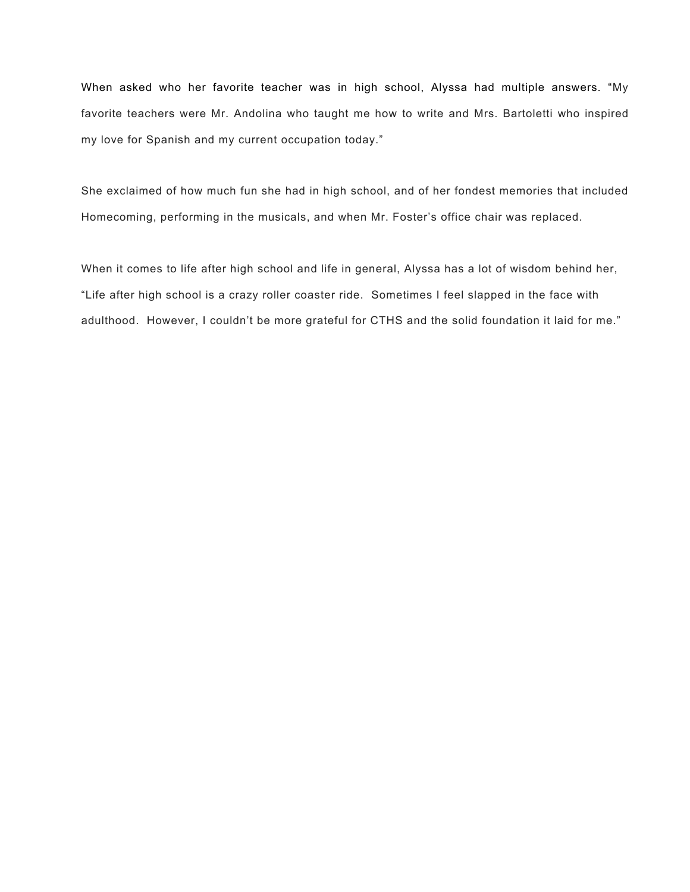When asked who her favorite teacher was in high school, Alyssa had multiple answers. “My favorite teachers were Mr. Andolina who taught me how to write and Mrs. Bartoletti who inspired my love for Spanish and my current occupation today.”

She exclaimed of how much fun she had in high school, and of her fondest memories that included Homecoming, performing in the musicals, and when Mr. Foster’s office chair was replaced.

When it comes to life after high school and life in general, Alyssa has a lot of wisdom behind her, “Life after high school is a crazy roller coaster ride. Sometimes I feel slapped in the face with adulthood. However, I couldn’t be more grateful for CTHS and the solid foundation it laid for me.”